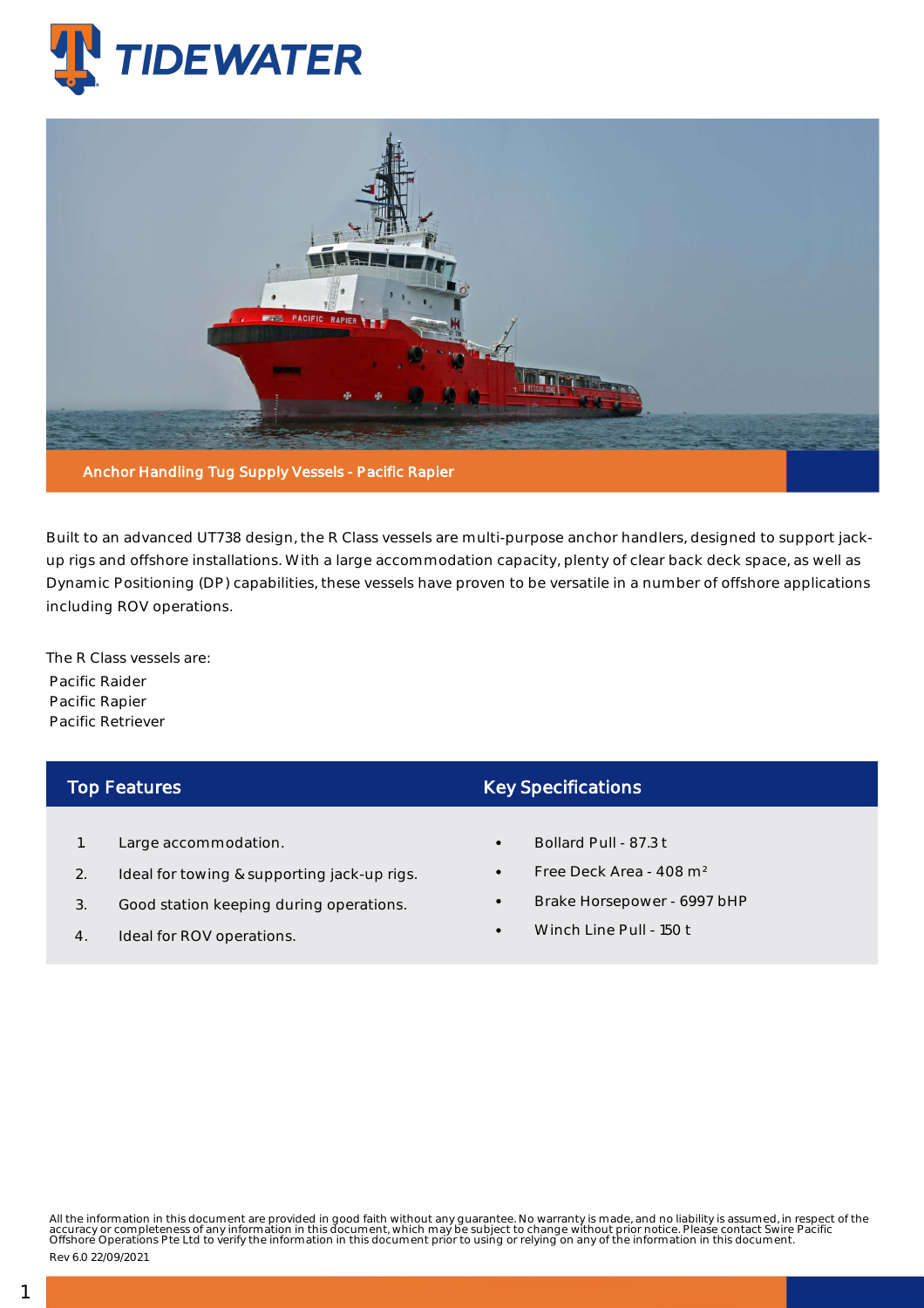# TIDEWATER

**Anchor Handling Tug Supply Vessels - Pacific Rapier**

Built to an advanced UT738 design, the R Class vessels are multi-purpose anchor handlers, designed to support jack-up rigs and offshore installations. With a large accommodation capacity, plenty of clear back deck space, as well as Dynamic Positioning (DP) capabilities, these vessels have proven to be versatile in a number of offshore applications including ROV operations.

The R Class vessels are:
Pacific Raider
Pacific Rapier
Pacific Retriever

## Top Features

1. Large accommodation.
2. Ideal for towing & supporting jack-up rigs.
3. Good station keeping during operations.
4. Ideal for ROV operations.

## Key Specifications

- Bollard Pull - 87.3 t
- Free Deck Area - 408 m²
- Brake Horsepower - 6997 bHP
- Winch Line Pull - 150 t

All the information in this document are provided in good faith without any guarantee. No warranty is made, and no liability is assumed, in respect of the accuracy or completeness of any information in this document, which may be subject to change without prior notice. Please contact Swire Pacific Offshore Operations Pte Ltd to verify the information in this document prior to using or relying on any of the information in this document.
Rev 6.0 22/09/2021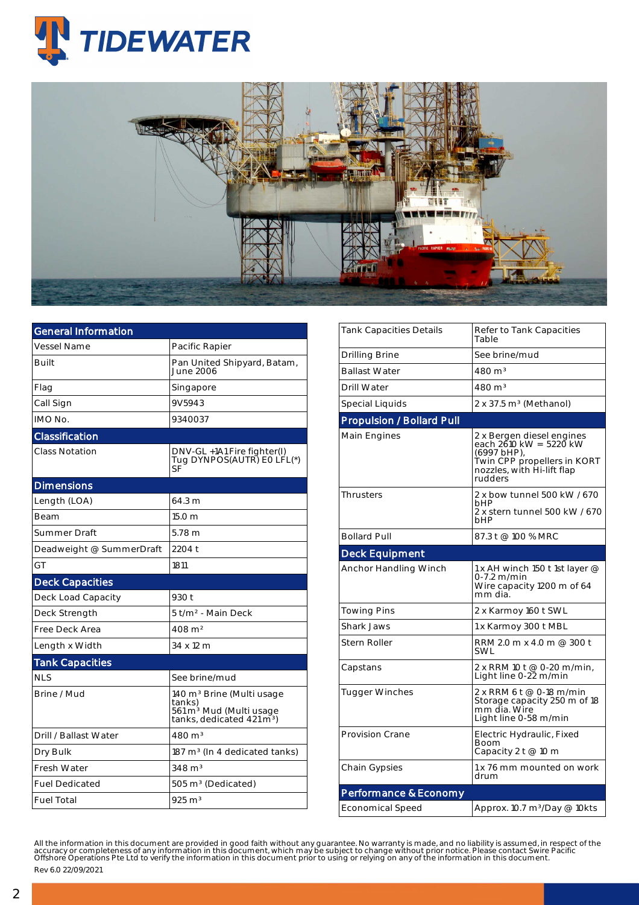## General Information

| General Information | |
|---|---|
| Vessel Name | Pacific Rapier |
| Built | Pan United Shipyard, Batam, June 2006 |
| Flag | Singapore |
| Call Sign | 9V5943 |
| IMO No. | 9340037 |

## Classification

| Classification | |
|---|---|
| Class Notation | DNV-GL +1A1 Fire fighter(I) Tug DYNPOS(AUTR) E0 LFL(*) SF |

## Dimensions

| Dimensions | |
|---|---|
| Length (LOA) | 64.3 m |
| Beam | 15.0 m |
| Summer Draft | 5.78 m |
| Deadweight @ SummerDraft | 2204 t |
| GT | 1811 |

## Deck Capacities

| Deck Capacities | |
|---|---|
| Deck Load Capacity | 930 t |
| Deck Strength | 5 t/m² - Main Deck |
| Free Deck Area | 408 m² |
| Length x Width | 34 x 12 m |

## Tank Capacities

| Tank Capacities | |
|---|---|
| NLS | See brine/mud |
| Brine / Mud | 140 m³ Brine (Multi usage tanks) 561m³ Mud (Multi usage tanks, dedicated 421m³) |
| Drill / Ballast Water | 480 m³ |
| Dry Bulk | 187 m³ (In 4 dedicated tanks) |
| Fresh Water | 348 m³ |
| Fuel Dedicated | 505 m³ (Dedicated) |
| Fuel Total | 925 m³ |
| Tank Capacities Details | Refer to Tank Capacities Table |
| Drilling Brine | See brine/mud |
| Ballast Water | 480 m³ |
| Drill Water | 480 m³ |
| Special Liquids | 2 x 37.5 m³ (Methanol) |

## Propulsion / Bollard Pull

| Propulsion / Bollard Pull | |
|---|---|
| Main Engines | 2 x Bergen diesel engines each 2610 kW = 5220 kW (6997 bHP), Twin CPP propellers in KORT nozzles, with Hi-lift flap rudders |
| Thrusters | 2 x bow tunnel 500 kW / 670 bHP 2 x stern tunnel 500 kW / 670 bHP |
| Bollard Pull | 87.3 t @ 100 % MRC |

## Deck Equipment

| Deck Equipment | |
|---|---|
| Anchor Handling Winch | 1 x AH winch 150 t 1st layer @ 0-7.2 m/min Wire capacity 1200 m of 64 mm dia. |
| Towing Pins | 2 x Karmoy 160 t SWL |
| Shark Jaws | 1 x Karmoy 300 t MBL |
| Stern Roller | RRM 2.0 m x 4.0 m @ 300 t SWL |
| Capstans | 2 x RRM 10 t @ 0-20 m/min, Light line 0-22 m/min |
| Tugger Winches | 2 x RRM 6 t @ 0-18 m/min Storage capacity 250 m of 18 mm dia. Wire Light line 0-58 m/min |
| Provision Crane | Electric Hydraulic, Fixed Boom Capacity 2 t @ 10 m |
| Chain Gypsies | 1 x 76 mm mounted on work drum |

## Performance & Economy

| Performance & Economy | |
|---|---|
| Economical Speed | Approx. 10.7 m³/Day @ 10kts |

All the information in this document are provided in good faith without any guarantee. No warranty is made, and no liability is assumed, in respect of the accuracy or completeness of any information in this document, which may be subject to change without prior notice. Please contact Swire Pacific Offshore Operations Pte Ltd to verify the information in this document prior to using or relying on any of the information in this document.

Rev 6.0 22/09/2021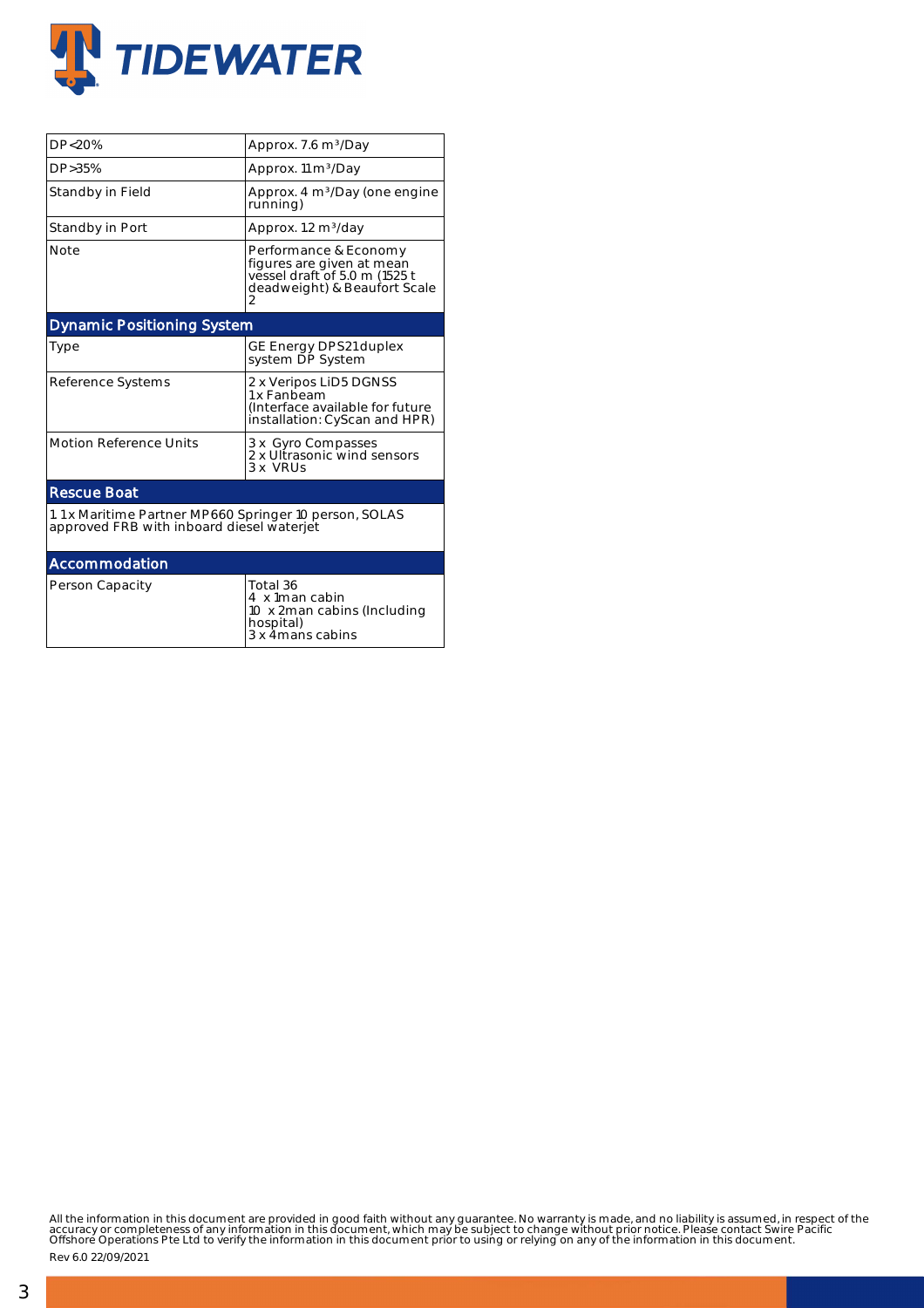| | |
|---|---|
| DP<20% | Approx. 7.6 m³/Day |
| DP>35% | Approx. 11 m³/Day |
| Standby in Field | Approx. 4 m³/Day (one engine running) |
| Standby in Port | Approx. 1.2 m³/day |
| Note | Performance & Economy figures are given at mean vessel draft of 5.0 m (1525 t deadweight) & Beaufort Scale 2 |

## Dynamic Positioning System

| | |
|---|---|
| Type | GE Energy DPS21 duplex system DP System |
| Reference Systems | 2 x Veripos LiD5 DGNSS<br>1 x Fanbeam<br>(Interface available for future installation: CyScan and HPR) |
| Motion Reference Units | 3 x Gyro Compasses<br>2 x Ultrasonic wind sensors<br>3 x VRUs |

## Rescue Boat

1. 1 x Maritime Partner MP660 Springer 10 person, SOLAS approved FRB with inboard diesel waterjet

## Accommodation

| | |
|---|---|
| Person Capacity | Total 36<br>4 x 1man cabin<br>10 x 2man cabins (Including hospital)<br>3 x 4mans cabins |

All the information in this document are provided in good faith without any guarantee. No warranty is made, and no liability is assumed, in respect of the accuracy or completeness of any information in this document, which may be subject to change without prior notice. Please contact Swire Pacific Offshore Operations Pte Ltd to verify the information in this document prior to using or relying on any of the information in this document.

Rev 6.0 22/09/2021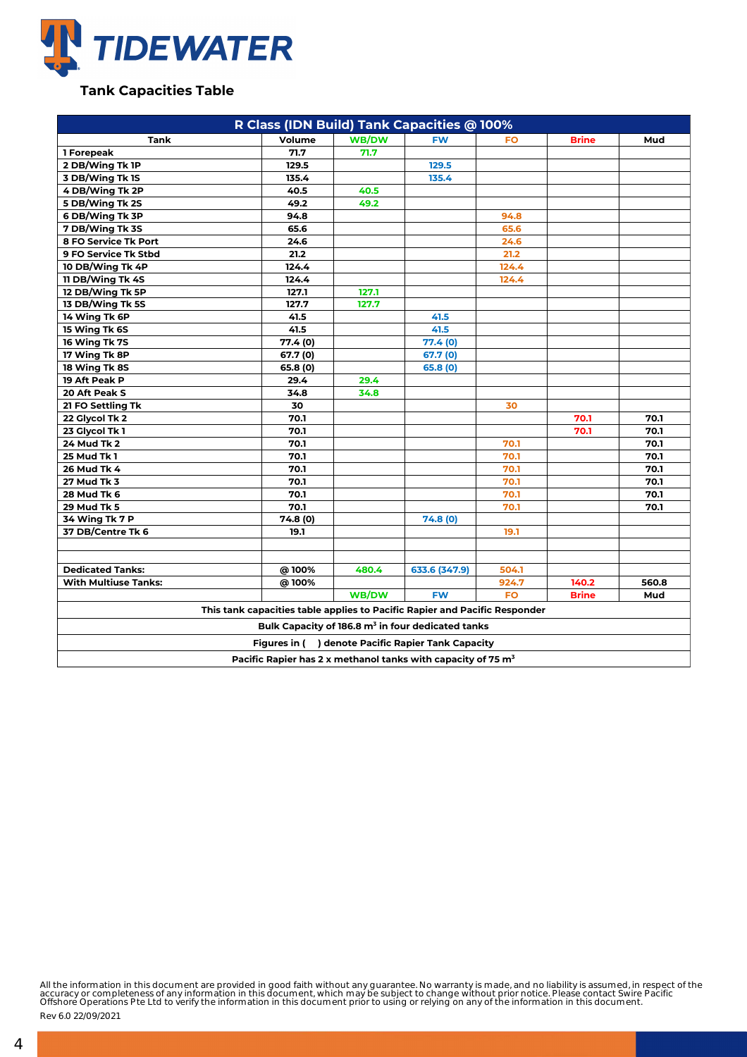## Tank Capacities Table

| R Class (IDN Build) Tank Capacities @ 100% | | | | | | |
|---|---|---|---|---|---|---|
| **Tank** | **Volume** | **WB/DW** | **FW** | **FO** | **Brine** | **Mud** |
| 1 Forepeak | 71.7 | 71.7 | | | | |
| 2 DB/Wing Tk 1P | 129.5 | | 129.5 | | | |
| 3 DB/Wing Tk 1S | 135.4 | | 135.4 | | | |
| 4 DB/Wing Tk 2P | 40.5 | 40.5 | | | | |
| 5 DB/Wing Tk 2S | 49.2 | 49.2 | | | | |
| 6 DB/Wing Tk 3P | 94.8 | | | 94.8 | | |
| 7 DB/Wing Tk 3S | 65.6 | | | 65.6 | | |
| 8 FO Service Tk Port | 24.6 | | | 24.6 | | |
| 9 FO Service Tk Stbd | 21.2 | | | 21.2 | | |
| 10 DB/Wing Tk 4P | 124.4 | | | 124.4 | | |
| 11 DB/Wing Tk 4S | 124.4 | | | 124.4 | | |
| 12 DB/Wing Tk 5P | 127.1 | 127.1 | | | | |
| 13 DB/Wing Tk 5S | 127.7 | 127.7 | | | | |
| 14 Wing Tk 6P | 41.5 | | 41.5 | | | |
| 15 Wing Tk 6S | 41.5 | | 41.5 | | | |
| 16 Wing Tk 7S | 77.4 (0) | | 77.4 (0) | | | |
| 17 Wing Tk 8P | 67.7 (0) | | 67.7 (0) | | | |
| 18 Wing Tk 8S | 65.8 (0) | | 65.8 (0) | | | |
| 19 Aft Peak P | 29.4 | 29.4 | | | | |
| 20 Aft Peak S | 34.8 | 34.8 | | | | |
| 21 FO Settling Tk | 30 | | | 30 | | |
| 22 Glycol Tk 2 | 70.1 | | | | 70.1 | 70.1 |
| 23 Glycol Tk 1 | 70.1 | | | | 70.1 | 70.1 |
| 24 Mud Tk 2 | 70.1 | | | 70.1 | | 70.1 |
| 25 Mud Tk 1 | 70.1 | | | 70.1 | | 70.1 |
| 26 Mud Tk 4 | 70.1 | | | 70.1 | | 70.1 |
| 27 Mud Tk 3 | 70.1 | | | 70.1 | | 70.1 |
| 28 Mud Tk 6 | 70.1 | | | 70.1 | | 70.1 |
| 29 Mud Tk 5 | 70.1 | | | 70.1 | | 70.1 |
| 34 Wing Tk 7 P | 74.8 (0) | | 74.8 (0) | | | |
| 37 DB/Centre Tk 6 | 19.1 | | | 19.1 | | |
| | | | | | | |
| | | | | | | |
| **Dedicated Tanks:** | @ 100% | 480.4 | 633.6 (347.9) | 504.1 | | |
| **With Multiuse Tanks:** | @ 100% | | | 924.7 | 140.2 | 560.8 |
| | | **WB/DW** | **FW** | **FO** | **Brine** | **Mud** |
| This tank capacities table applies to Pacific Rapier and Pacific Responder | | | | | | |
| Bulk Capacity of 186.8 $m^3$ in four dedicated tanks | | | | | | |
| Figures in ( ) denote Pacific Rapier Tank Capacity | | | | | | |
| Pacific Rapier has 2 x methanol tanks with capacity of 75 $m^3$ | | | | | | |

All the information in this document are provided in good faith without any guarantee. No warranty is made, and no liability is assumed, in respect of the accuracy or completeness of any information in this document, which may be subject to change without prior notice. Please contact Swire Pacific Offshore Operations Pte Ltd to verify the information in this document prior to using or relying on any of the information in this document.

Rev 6.0 22/09/2021